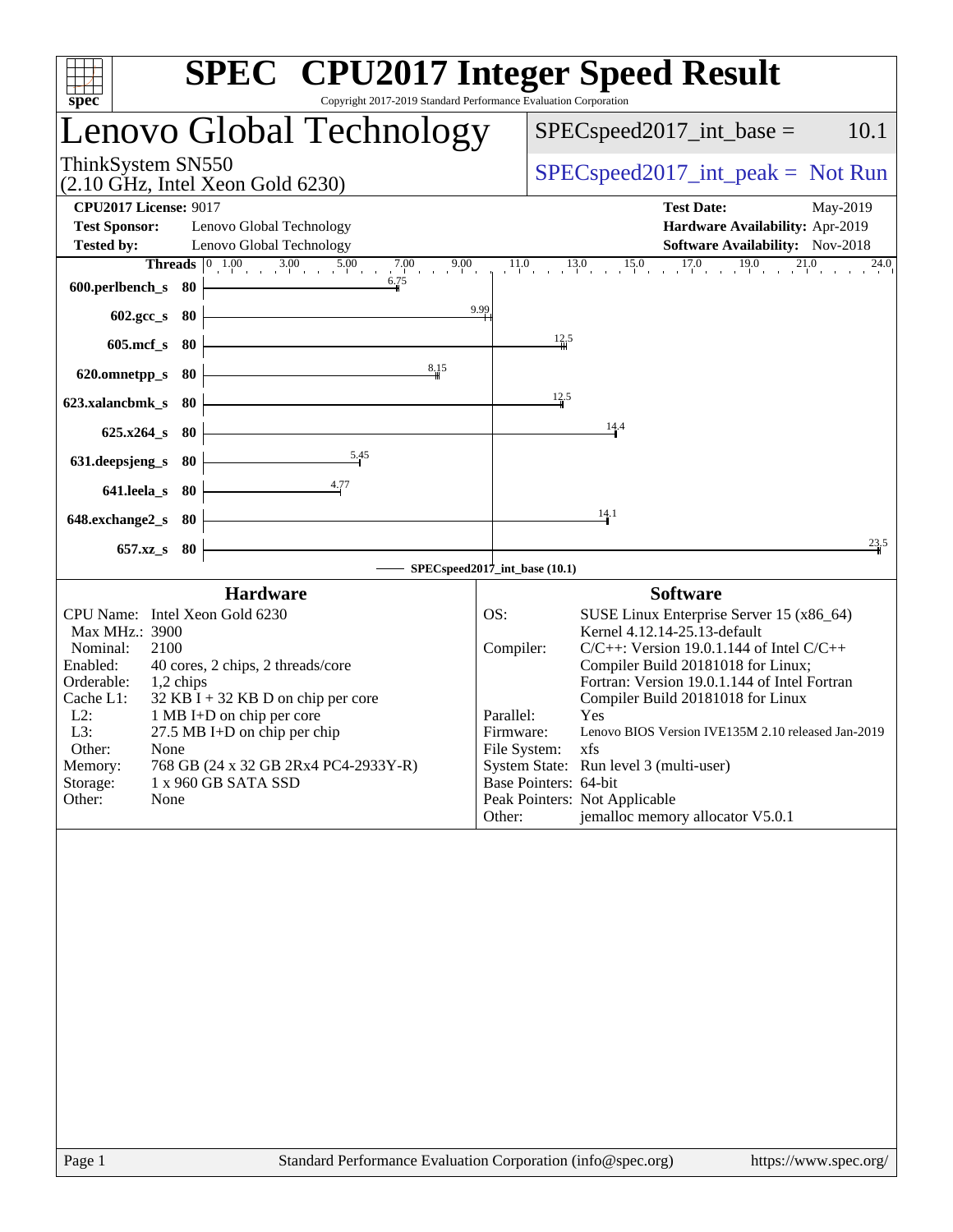# SPEC CPU2017 Integer Speed Result

Copyright 2017-2019 Standard Performance Evaluation Corporation

## Lenovo Global Technology

ThinkSystem SN550
(2.10 GHz, Intel Xeon Gold 6230)

SPECspeed2017_int_base = 10.1

SPECspeed2017_int_peak = Not Run

**CPU2017 License:** 9017
**Test Sponsor:** Lenovo Global Technology
**Tested by:** Lenovo Global Technology

**Test Date:** May-2019
**Hardware Availability:** Apr-2019
**Software Availability:** Nov-2018

| Benchmark | Threads | SPECspeed2017_int_base |
|---|---|---|
| 600.perlbench_s | 80 | 6.75 |
| 602.gcc_s | 80 | 9.99 |
| 605.mcf_s | 80 | 12.5 |
| 620.omnetpp_s | 80 | 8.15 |
| 623.xalancbmk_s | 80 | 12.5 |
| 625.x264_s | 80 | 14.4 |
| 631.deepsjeng_s | 80 | 5.45 |
| 641.leela_s | 80 | 4.77 |
| 648.exchange2_s | 80 | 14.1 |
| 657.xz_s | 80 | 23.5 |

SPECspeed2017_int_base (10.1)

### Hardware

| | |
|---|---|
| CPU Name: | Intel Xeon Gold 6230 |
| Max MHz.: | 3900 |
| Nominal: | 2100 |
| Enabled: | 40 cores, 2 chips, 2 threads/core |
| Orderable: | 1,2 chips |
| Cache L1: | 32 KB I + 32 KB D on chip per core |
| L2: | 1 MB I+D on chip per core |
| L3: | 27.5 MB I+D on chip per chip |
| Other: | None |
| Memory: | 768 GB (24 x 32 GB 2Rx4 PC4-2933Y-R) |
| Storage: | 1 x 960 GB SATA SSD |
| Other: | None |

### Software

| | |
|---|---|
| OS: | SUSE Linux Enterprise Server 15 (x86_64) Kernel 4.12.14-25.13-default |
| Compiler: | C/C++: Version 19.0.1.144 of Intel C/C++ Compiler Build 20181018 for Linux; Fortran: Version 19.0.1.144 of Intel Fortran Compiler Build 20181018 for Linux |
| Parallel: | Yes |
| Firmware: | Lenovo BIOS Version IVE135M 2.10 released Jan-2019 |
| File System: | xfs |
| System State: | Run level 3 (multi-user) |
| Base Pointers: | 64-bit |
| Peak Pointers: | Not Applicable |
| Other: | jemalloc memory allocator V5.0.1 |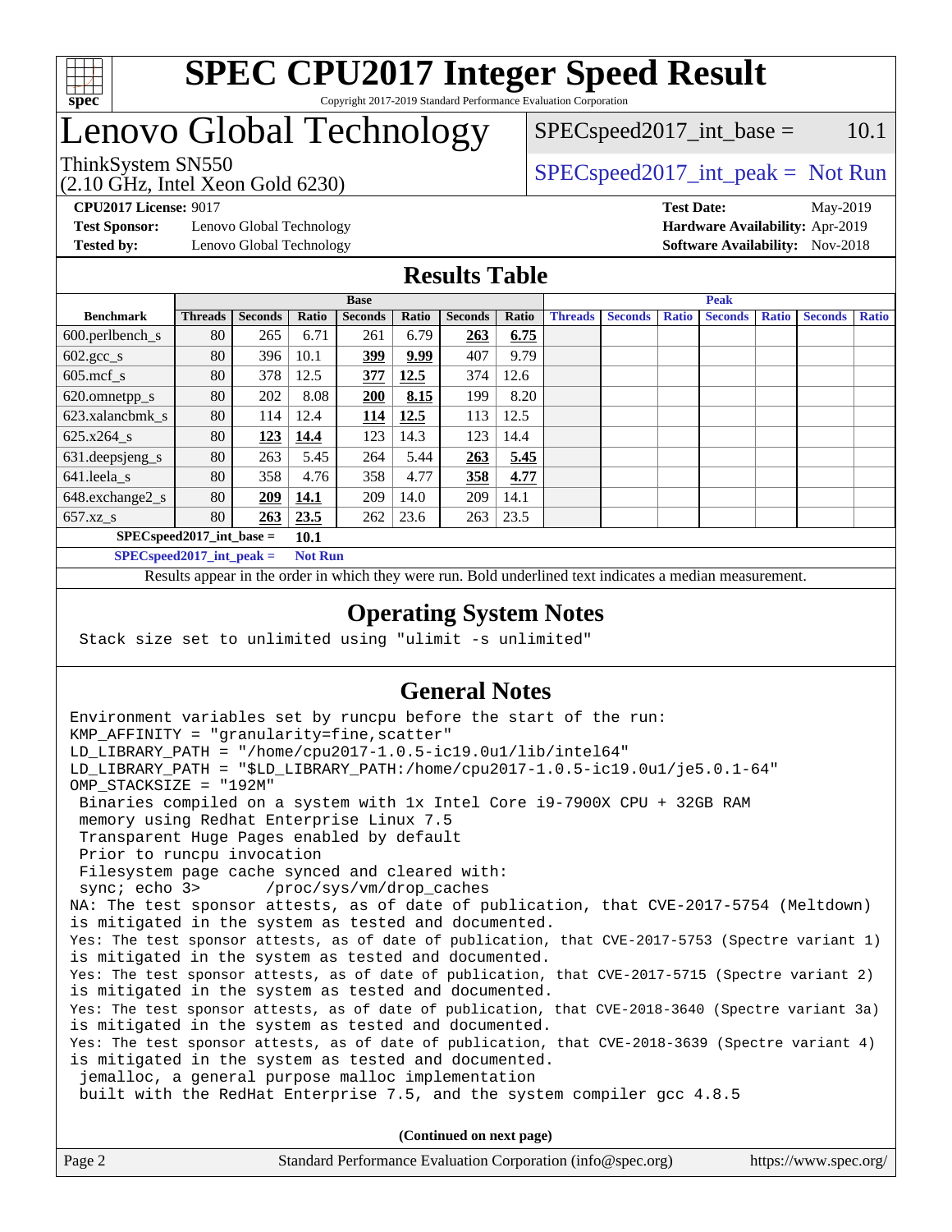# SPEC CPU2017 Integer Speed Result

Copyright 2017-2019 Standard Performance Evaluation Corporation

# Lenovo Global Technology

ThinkSystem SN550
(2.10 GHz, Intel Xeon Gold 6230)

SPECspeed2017_int_base = 10.1

SPECspeed2017_int_peak = Not Run

**CPU2017 License:** 9017
**Test Sponsor:** Lenovo Global Technology
**Tested by:** Lenovo Global Technology

**Test Date:** May-2019
**Hardware Availability:** Apr-2019
**Software Availability:** Nov-2018

## Results Table

| Benchmark | Base | | | | | | | Peak | | | | | | |
|---|---|---|---|---|---|---|---|---|---|---|---|---|---|---|
| | Threads | Seconds | Ratio | Seconds | Ratio | Seconds | Ratio | Threads | Seconds | Ratio | Seconds | Ratio | Seconds | Ratio |
| 600.perlbench_s | 80 | 265 | 6.71 | 261 | 6.79 | **263** | **6.75** | | | | | | | |
| 602.gcc_s | 80 | 396 | 10.1 | **399** | **9.99** | 407 | 9.79 | | | | | | | |
| 605.mcf_s | 80 | 378 | 12.5 | **377** | **12.5** | 374 | 12.6 | | | | | | | |
| 620.omnetpp_s | 80 | 202 | 8.08 | **200** | **8.15** | 199 | 8.20 | | | | | | | |
| 623.xalancbmk_s | 80 | 114 | 12.4 | **114** | **12.5** | 113 | 12.5 | | | | | | | |
| 625.x264_s | 80 | **123** | **14.4** | 123 | 14.3 | 123 | 14.4 | | | | | | | |
| 631.deepsjeng_s | 80 | 263 | 5.45 | 264 | 5.44 | **263** | **5.45** | | | | | | | |
| 641.leela_s | 80 | 358 | 4.76 | 358 | 4.77 | **358** | **4.77** | | | | | | | |
| 648.exchange2_s | 80 | **209** | **14.1** | 209 | 14.0 | 209 | 14.1 | | | | | | | |
| 657.xz_s | 80 | **263** | **23.5** | 262 | 23.6 | 263 | 23.5 | | | | | | | |

**SPECspeed2017_int_base =** **10.1**

**SPECspeed2017_int_peak =** **Not Run**

Results appear in the order in which they were run. Bold underlined text indicates a median measurement.

## Operating System Notes

```
Stack size set to unlimited using "ulimit -s unlimited"
```

## General Notes

```
Environment variables set by runcpu before the start of the run:
KMP_AFFINITY = "granularity=fine,scatter"
LD_LIBRARY_PATH = "/home/cpu2017-1.0.5-ic19.0u1/lib/intel64"
LD_LIBRARY_PATH = "$LD_LIBRARY_PATH:/home/cpu2017-1.0.5-ic19.0u1/je5.0.1-64"
OMP_STACKSIZE = "192M"
 Binaries compiled on a system with 1x Intel Core i9-7900X CPU + 32GB RAM
 memory using Redhat Enterprise Linux 7.5
 Transparent Huge Pages enabled by default
 Prior to runcpu invocation
 Filesystem page cache synced and cleared with:
 sync; echo 3>       /proc/sys/vm/drop_caches
NA: The test sponsor attests, as of date of publication, that CVE-2017-5754 (Meltdown)
is mitigated in the system as tested and documented.
Yes: The test sponsor attests, as of date of publication, that CVE-2017-5753 (Spectre variant 1)
is mitigated in the system as tested and documented.
Yes: The test sponsor attests, as of date of publication, that CVE-2017-5715 (Spectre variant 2)
is mitigated in the system as tested and documented.
Yes: The test sponsor attests, as of date of publication, that CVE-2018-3640 (Spectre variant 3a)
is mitigated in the system as tested and documented.
Yes: The test sponsor attests, as of date of publication, that CVE-2018-3639 (Spectre variant 4)
is mitigated in the system as tested and documented.
 jemalloc, a general purpose malloc implementation
 built with the RedHat Enterprise 7.5, and the system compiler gcc 4.8.5
```

**(Continued on next page)**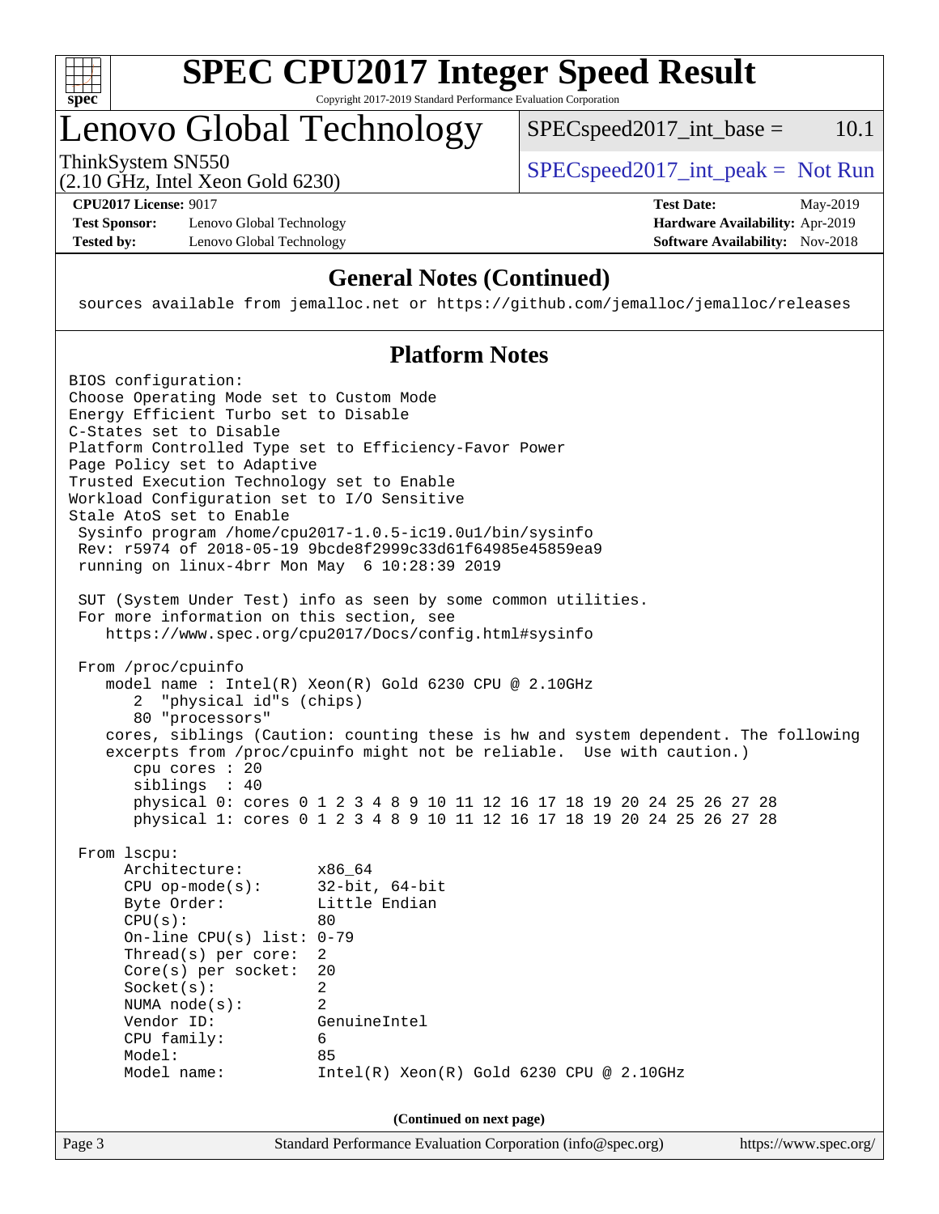# SPEC CPU2017 Integer Speed Result

Copyright 2017-2019 Standard Performance Evaluation Corporation

## Lenovo Global Technology

ThinkSystem SN550
(2.10 GHz, Intel Xeon Gold 6230)

SPECspeed2017_int_base = 10.1

SPECspeed2017_int_peak = Not Run

**CPU2017 License:** 9017
**Test Sponsor:** Lenovo Global Technology
**Tested by:** Lenovo Global Technology

**Test Date:** May-2019
**Hardware Availability:** Apr-2019
**Software Availability:** Nov-2018

### General Notes (Continued)

```
sources available from jemalloc.net or https://github.com/jemalloc/jemalloc/releases
```

### Platform Notes

```
BIOS configuration:
Choose Operating Mode set to Custom Mode
Energy Efficient Turbo set to Disable
C-States set to Disable
Platform Controlled Type set to Efficiency-Favor Power
Page Policy set to Adaptive
Trusted Execution Technology set to Enable
Workload Configuration set to I/O Sensitive
Stale AtoS set to Enable
 Sysinfo program /home/cpu2017-1.0.5-ic19.0u1/bin/sysinfo
 Rev: r5974 of 2018-05-19 9bcde8f2999c33d61f64985e45859ea9
 running on linux-4brr Mon May  6 10:28:39 2019

 SUT (System Under Test) info as seen by some common utilities.
 For more information on this section, see
    https://www.spec.org/cpu2017/Docs/config.html#sysinfo

 From /proc/cpuinfo
    model name : Intel(R) Xeon(R) Gold 6230 CPU @ 2.10GHz
       2  "physical id"s (chips)
       80 "processors"
    cores, siblings (Caution: counting these is hw and system dependent. The following
    excerpts from /proc/cpuinfo might not be reliable.  Use with caution.)
       cpu cores : 20
       siblings  : 40
       physical 0: cores 0 1 2 3 4 8 9 10 11 12 16 17 18 19 20 24 25 26 27 28
       physical 1: cores 0 1 2 3 4 8 9 10 11 12 16 17 18 19 20 24 25 26 27 28

 From lscpu:
      Architecture:        x86_64
      CPU op-mode(s):      32-bit, 64-bit
      Byte Order:          Little Endian
      CPU(s):              80
      On-line CPU(s) list: 0-79
      Thread(s) per core:  2
      Core(s) per socket:  20
      Socket(s):           2
      NUMA node(s):        2
      Vendor ID:           GenuineIntel
      CPU family:          6
      Model:               85
      Model name:          Intel(R) Xeon(R) Gold 6230 CPU @ 2.10GHz
```

**(Continued on next page)**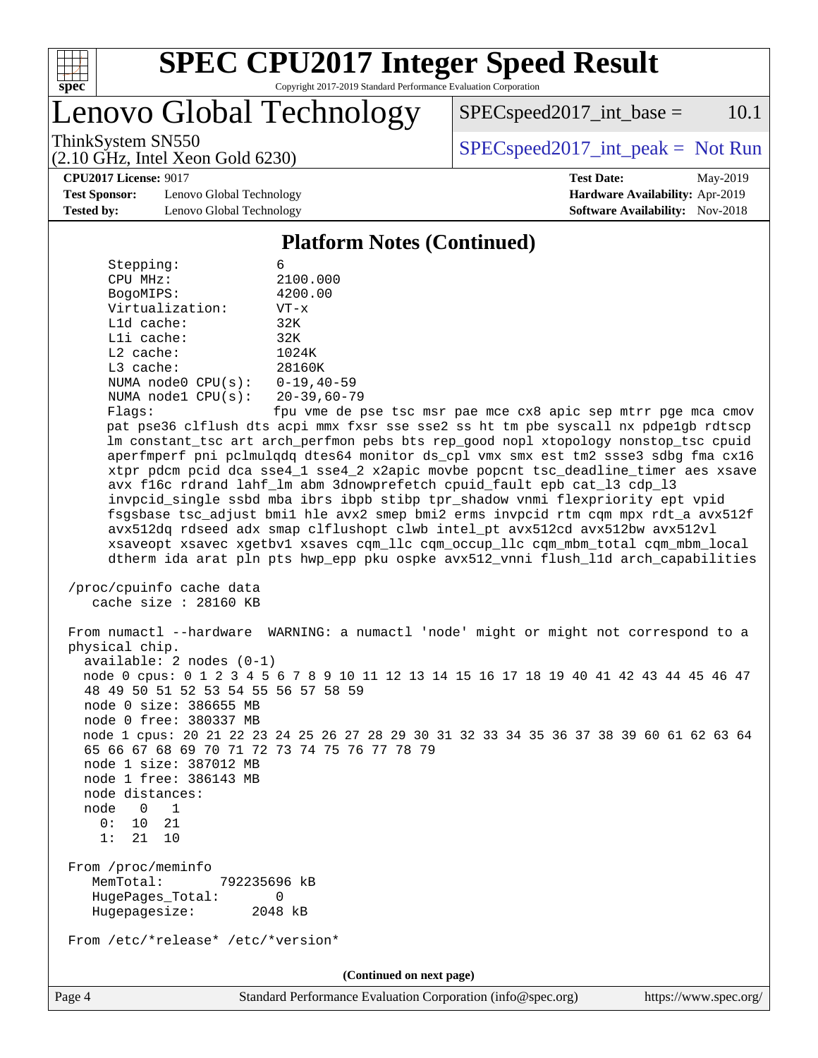# SPEC CPU2017 Integer Speed Result

Copyright 2017-2019 Standard Performance Evaluation Corporation

# Lenovo Global Technology

ThinkSystem SN550
(2.10 GHz, Intel Xeon Gold 6230)

SPECspeed2017_int_base = 10.1

SPECspeed2017_int_peak = Not Run

**CPU2017 License:** 9017
**Test Sponsor:** Lenovo Global Technology
**Tested by:** Lenovo Global Technology

**Test Date:** May-2019
**Hardware Availability:** Apr-2019
**Software Availability:** Nov-2018

## Platform Notes (Continued)

```
    Stepping:              6
    CPU MHz:               2100.000
    BogoMIPS:              4200.00
    Virtualization:        VT-x
    L1d cache:             32K
    L1i cache:             32K
    L2 cache:              1024K
    L3 cache:              28160K
    NUMA node0 CPU(s):     0-19,40-59
    NUMA node1 CPU(s):     20-39,60-79
    Flags:                 fpu vme de pse tsc msr pae mce cx8 apic sep mtrr pge mca cmov
    pat pse36 clflush dts acpi mmx fxsr sse sse2 ss ht tm pbe syscall nx pdpe1gb rdtscp
    lm constant_tsc art arch_perfmon pebs bts rep_good nopl xtopology nonstop_tsc cpuid
    aperfmperf pni pclmulqdq dtes64 monitor ds_cpl vmx smx est tm2 ssse3 sdbg fma cx16
    xtpr pdcm pcid dca sse4_1 sse4_2 x2apic movbe popcnt tsc_deadline_timer aes xsave
    avx f16c rdrand lahf_lm abm 3dnowprefetch cpuid_fault epb cat_l3 cdp_l3
    invpcid_single ssbd mba ibrs ibpb stibp tpr_shadow vnmi flexpriority ept vpid
    fsgsbase tsc_adjust bmi1 hle avx2 smep bmi2 erms invpcid rtm cqm mpx rdt_a avx512f
    avx512dq rdseed adx smap clflushopt clwb intel_pt avx512cd avx512bw avx512vl
    xsaveopt xsavec xgetbv1 xsaves cqm_llc cqm_occup_llc cqm_mbm_total cqm_mbm_local
    dtherm ida arat pln pts hwp_epp pku ospke avx512_vnni flush_l1d arch_capabilities

 /proc/cpuinfo cache data
    cache size : 28160 KB

 From numactl --hardware  WARNING: a numactl 'node' might or might not correspond to a
 physical chip.
   available: 2 nodes (0-1)
   node 0 cpus: 0 1 2 3 4 5 6 7 8 9 10 11 12 13 14 15 16 17 18 19 40 41 42 43 44 45 46 47
   48 49 50 51 52 53 54 55 56 57 58 59
   node 0 size: 386655 MB
   node 0 free: 380337 MB
   node 1 cpus: 20 21 22 23 24 25 26 27 28 29 30 31 32 33 34 35 36 37 38 39 60 61 62 63 64
   65 66 67 68 69 70 71 72 73 74 75 76 77 78 79
   node 1 size: 387012 MB
   node 1 free: 386143 MB
   node distances:
   node   0   1
     0:  10  21
     1:  21  10

 From /proc/meminfo
    MemTotal:       792235696 kB
    HugePages_Total:       0
    Hugepagesize:       2048 kB

 From /etc/*release* /etc/*version*
```

**(Continued on next page)**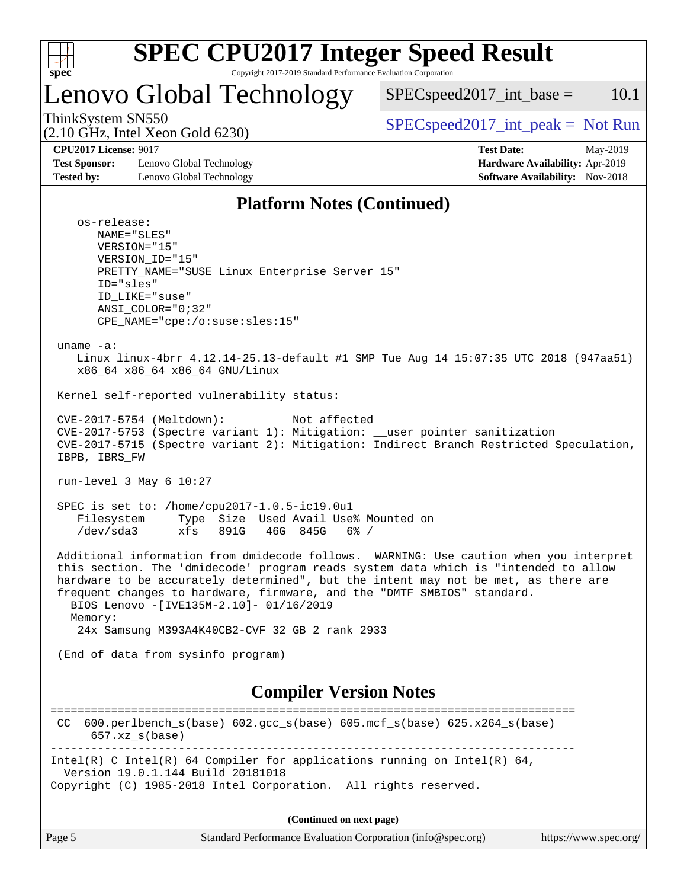## Platform Notes (Continued)

```
    os-release:
       NAME="SLES"
       VERSION="15"
       VERSION_ID="15"
       PRETTY_NAME="SUSE Linux Enterprise Server 15"
       ID="sles"
       ID_LIKE="suse"
       ANSI_COLOR="0;32"
       CPE_NAME="cpe:/o:suse:sles:15"

 uname -a:
    Linux linux-4brr 4.12.14-25.13-default #1 SMP Tue Aug 14 15:07:35 UTC 2018 (947aa51)
    x86_64 x86_64 x86_64 GNU/Linux

 Kernel self-reported vulnerability status:

 CVE-2017-5754 (Meltdown):          Not affected
 CVE-2017-5753 (Spectre variant 1): Mitigation: __user pointer sanitization
 CVE-2017-5715 (Spectre variant 2): Mitigation: Indirect Branch Restricted Speculation,
 IBPB, IBRS_FW

 run-level 3 May 6 10:27

 SPEC is set to: /home/cpu2017-1.0.5-ic19.0u1
    Filesystem     Type  Size  Used Avail Use% Mounted on
    /dev/sda3      xfs   891G   46G  845G   6% /

 Additional information from dmidecode follows.  WARNING: Use caution when you interpret
 this section. The 'dmidecode' program reads system data which is "intended to allow
 hardware to be accurately determined", but the intent may not be met, as there are
 frequent changes to hardware, firmware, and the "DMTF SMBIOS" standard.
   BIOS Lenovo -[IVE135M-2.10]- 01/16/2019
   Memory:
    24x Samsung M393A4K40CB2-CVF 32 GB 2 rank 2933

 (End of data from sysinfo program)
```

## Compiler Version Notes

```
==============================================================================
 CC  600.perlbench_s(base) 602.gcc_s(base) 605.mcf_s(base) 625.x264_s(base)
      657.xz_s(base)
------------------------------------------------------------------------------
Intel(R) C Intel(R) 64 Compiler for applications running on Intel(R) 64,
  Version 19.0.1.144 Build 20181018
Copyright (C) 1985-2018 Intel Corporation.  All rights reserved.
```

(Continued on next page)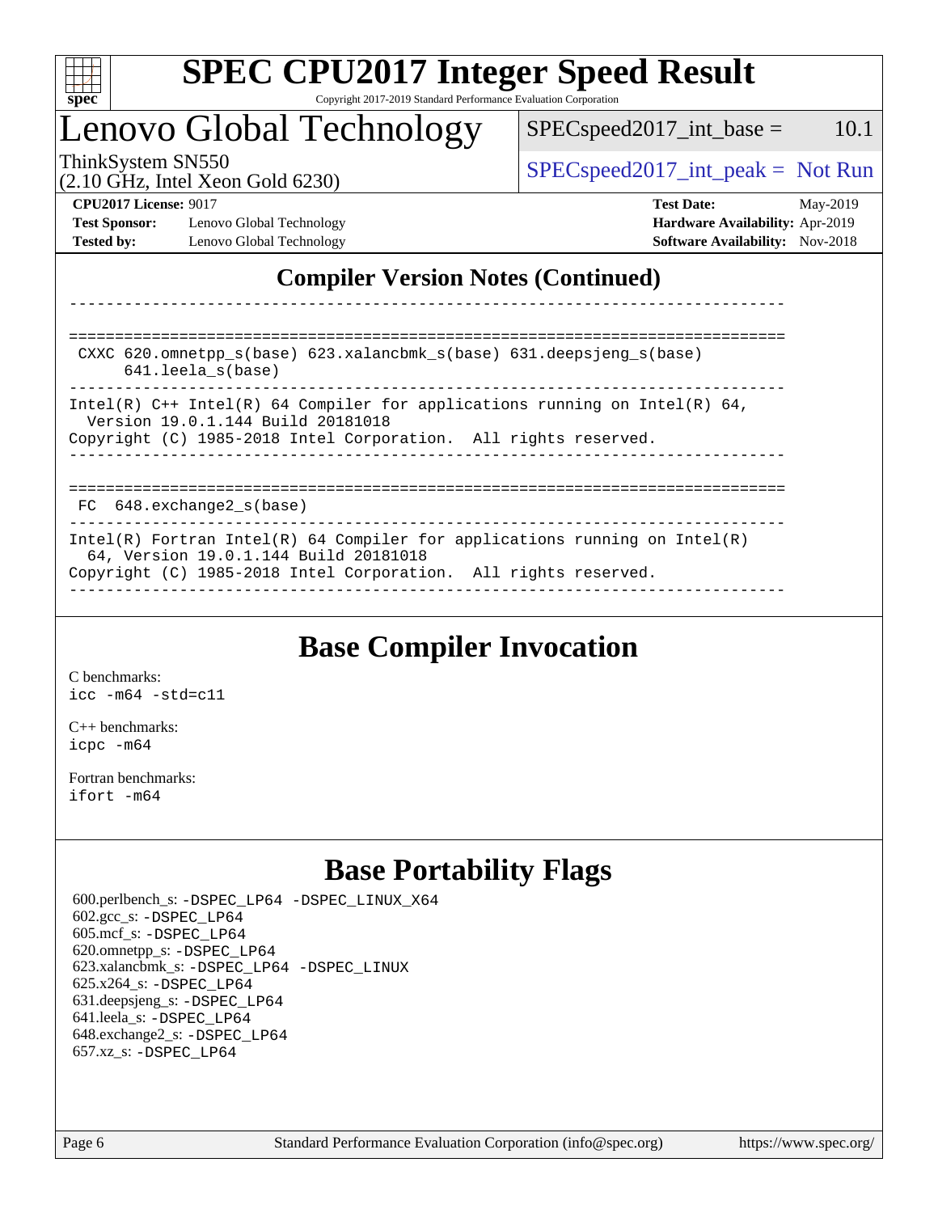## Compiler Version Notes (Continued)

```
------------------------------------------------------------------------------

==============================================================================
 CXXC 620.omnetpp_s(base) 623.xalancbmk_s(base) 631.deepsjeng_s(base)
      641.leela_s(base)
------------------------------------------------------------------------------
Intel(R) C++ Intel(R) 64 Compiler for applications running on Intel(R) 64,
  Version 19.0.1.144 Build 20181018
Copyright (C) 1985-2018 Intel Corporation.  All rights reserved.
------------------------------------------------------------------------------

==============================================================================
 FC  648.exchange2_s(base)
------------------------------------------------------------------------------
Intel(R) Fortran Intel(R) 64 Compiler for applications running on Intel(R)
  64, Version 19.0.1.144 Build 20181018
Copyright (C) 1985-2018 Intel Corporation.  All rights reserved.
------------------------------------------------------------------------------
```

## Base Compiler Invocation

C benchmarks:
`icc -m64 -std=c11`

C++ benchmarks:
`icpc -m64`

Fortran benchmarks:
`ifort -m64`

## Base Portability Flags

600.perlbench_s: -DSPEC_LP64 -DSPEC_LINUX_X64
602.gcc_s: -DSPEC_LP64
605.mcf_s: -DSPEC_LP64
620.omnetpp_s: -DSPEC_LP64
623.xalancbmk_s: -DSPEC_LP64 -DSPEC_LINUX
625.x264_s: -DSPEC_LP64
631.deepsjeng_s: -DSPEC_LP64
641.leela_s: -DSPEC_LP64
648.exchange2_s: -DSPEC_LP64
657.xz_s: -DSPEC_LP64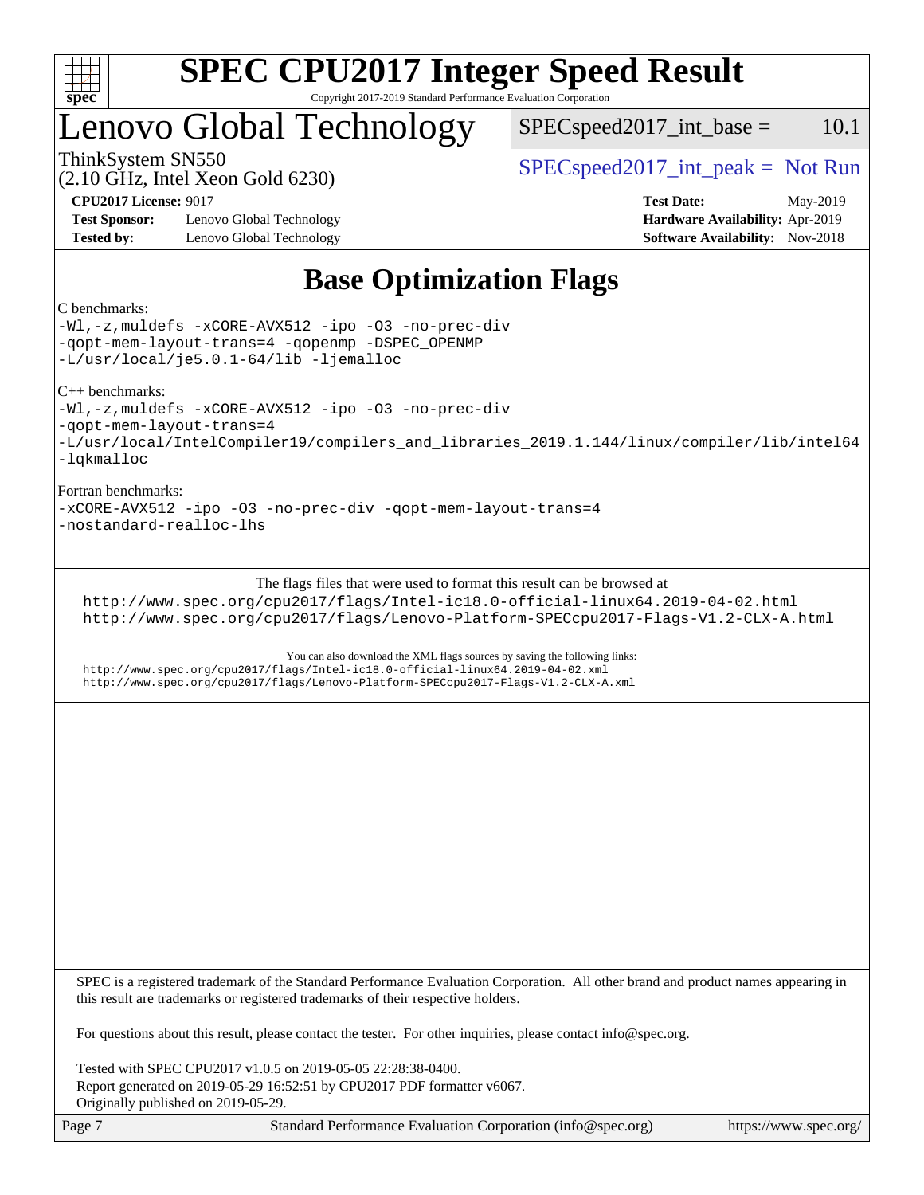# SPEC CPU2017 Integer Speed Result

Copyright 2017-2019 Standard Performance Evaluation Corporation

# Lenovo Global Technology

ThinkSystem SN550
(2.10 GHz, Intel Xeon Gold 6230)

SPECspeed2017_int_base = 10.1

SPECspeed2017_int_peak = Not Run

**CPU2017 License:** 9017
**Test Sponsor:** Lenovo Global Technology
**Tested by:** Lenovo Global Technology

**Test Date:** May-2019
**Hardware Availability:** Apr-2019
**Software Availability:** Nov-2018

## Base Optimization Flags

C benchmarks:

```
-Wl,-z,muldefs -xCORE-AVX512 -ipo -O3 -no-prec-div
-qopt-mem-layout-trans=4 -qopenmp -DSPEC_OPENMP
-L/usr/local/je5.0.1-64/lib -ljemalloc
```

C++ benchmarks:

```
-Wl,-z,muldefs -xCORE-AVX512 -ipo -O3 -no-prec-div
-qopt-mem-layout-trans=4
-L/usr/local/IntelCompiler19/compilers_and_libraries_2019.1.144/linux/compiler/lib/intel64
-lqkmalloc
```

Fortran benchmarks:

```
-xCORE-AVX512 -ipo -O3 -no-prec-div -qopt-mem-layout-trans=4
-nostandard-realloc-lhs
```

The flags files that were used to format this result can be browsed at
http://www.spec.org/cpu2017/flags/Intel-ic18.0-official-linux64.2019-04-02.html
http://www.spec.org/cpu2017/flags/Lenovo-Platform-SPECcpu2017-Flags-V1.2-CLX-A.html

You can also download the XML flags sources by saving the following links:
http://www.spec.org/cpu2017/flags/Intel-ic18.0-official-linux64.2019-04-02.xml
http://www.spec.org/cpu2017/flags/Lenovo-Platform-SPECcpu2017-Flags-V1.2-CLX-A.xml

SPEC is a registered trademark of the Standard Performance Evaluation Corporation. All other brand and product names appearing in this result are trademarks or registered trademarks of their respective holders.

For questions about this result, please contact the tester. For other inquiries, please contact info@spec.org.

Tested with SPEC CPU2017 v1.0.5 on 2019-05-05 22:28:38-0400.
Report generated on 2019-05-29 16:52:51 by CPU2017 PDF formatter v6067.
Originally published on 2019-05-29.